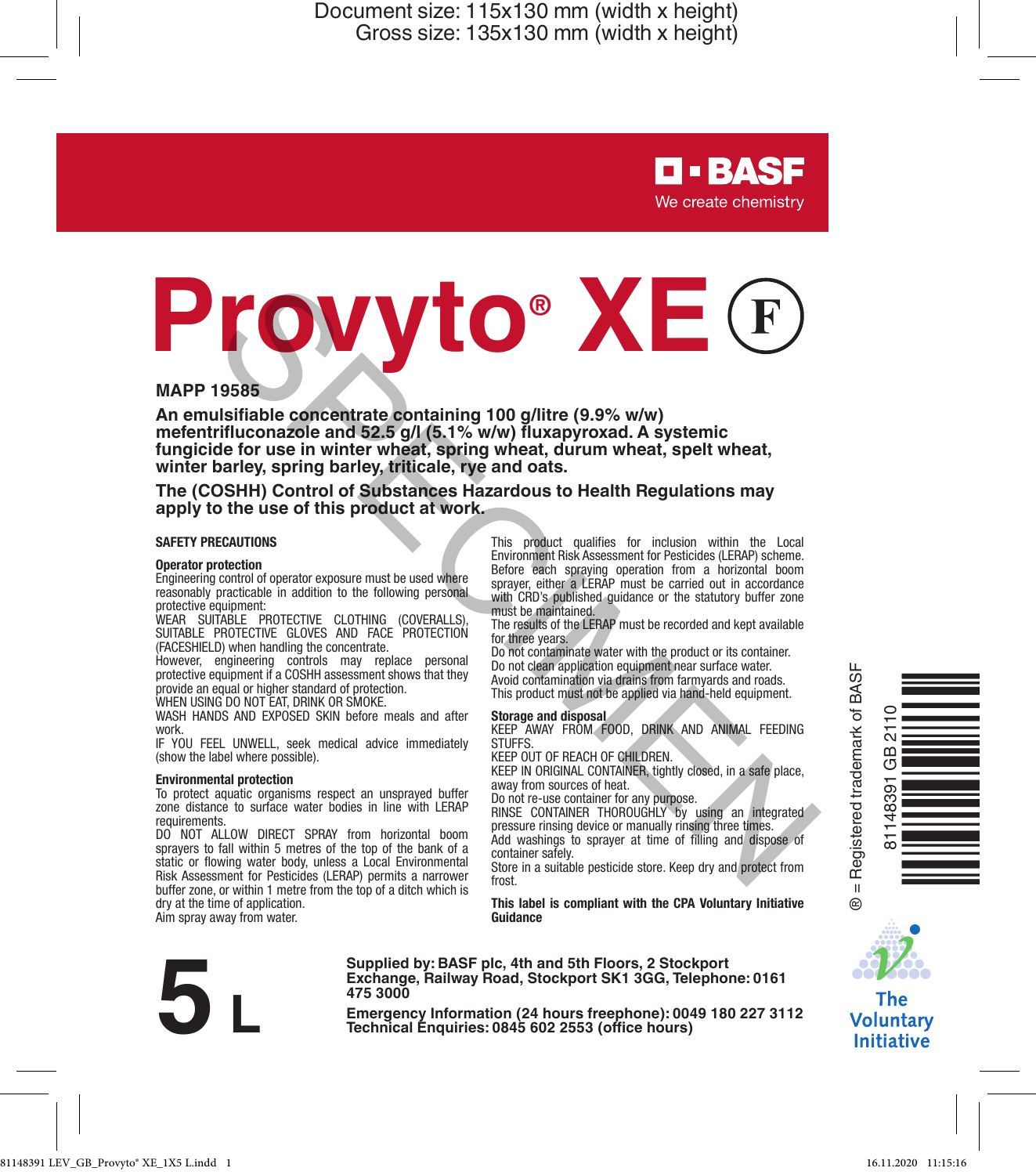Document size: 115x130 mm (width x height)
Gross size: 135x130 mm (width x height)

BASF
We create chemistry

# Provyto® XE (F)

**MAPP 19585**

**An emulsifiable concentrate containing 100 g/litre (9.9% w/w) mefentrifluconazole and 52.5 g/l (5.1% w/w) fluxapyroxad. A systemic fungicide for use in winter wheat, spring wheat, durum wheat, spelt wheat, winter barley, spring barley, triticale, rye and oats.**

**The (COSHH) Control of Substances Hazardous to Health Regulations may apply to the use of this product at work.**

## SAFETY PRECAUTIONS

**Operator protection**

Engineering control of operator exposure must be used where reasonably practicable in addition to the following personal protective equipment:

WEAR SUITABLE PROTECTIVE CLOTHING (COVERALLS), SUITABLE PROTECTIVE GLOVES AND FACE PROTECTION (FACESHIELD) when handling the concentrate.

However, engineering controls may replace personal protective equipment if a COSHH assessment shows that they provide an equal or higher standard of protection.

WHEN USING DO NOT EAT, DRINK OR SMOKE.

WASH HANDS AND EXPOSED SKIN before meals and after work.

IF YOU FEEL UNWELL, seek medical advice immediately (show the label where possible).

**Environmental protection**

To protect aquatic organisms respect an unsprayed buffer zone distance to surface water bodies in line with LERAP requirements.

DO NOT ALLOW DIRECT SPRAY from horizontal boom sprayers to fall within 5 metres of the top of the bank of a static or flowing water body, unless a Local Environmental Risk Assessment for Pesticides (LERAP) permits a narrower buffer zone, or within 1 metre from the top of a ditch which is dry at the time of application.

Aim spray away from water.

This product qualifies for inclusion within the Local Environment Risk Assessment for Pesticides (LERAP) scheme. Before each spraying operation from a horizontal boom sprayer, either a LERAP must be carried out in accordance with CRD's published guidance or the statutory buffer zone must be maintained.

The results of the LERAP must be recorded and kept available for three years.

Do not contaminate water with the product or its container.

Do not clean application equipment near surface water.

Avoid contamination via drains from farmyards and roads.

This product must not be applied via hand-held equipment.

**Storage and disposal**

KEEP AWAY FROM FOOD, DRINK AND ANIMAL FEEDING STUFFS.

KEEP OUT OF REACH OF CHILDREN.

KEEP IN ORIGINAL CONTAINER, tightly closed, in a safe place, away from sources of heat.

Do not re-use container for any purpose.

RINSE CONTAINER THOROUGHLY by using an integrated pressure rinsing device or manually rinsing three times.

Add washings to sprayer at time of filling and dispose of container safely.

Store in a suitable pesticide store. Keep dry and protect from frost.

**This label is compliant with the CPA Voluntary Initiative Guidance**

® = Registered trademark of BASF

81148391 GB 2110

The Voluntary Initiative

# 5 L

**Supplied by: BASF plc, 4th and 5th Floors, 2 Stockport Exchange, Railway Road, Stockport SK1 3GG, Telephone: 0161 475 3000**

**Emergency Information (24 hours freephone): 0049 180 227 3112**
**Technical Enquiries: 0845 602 2553 (office hours)**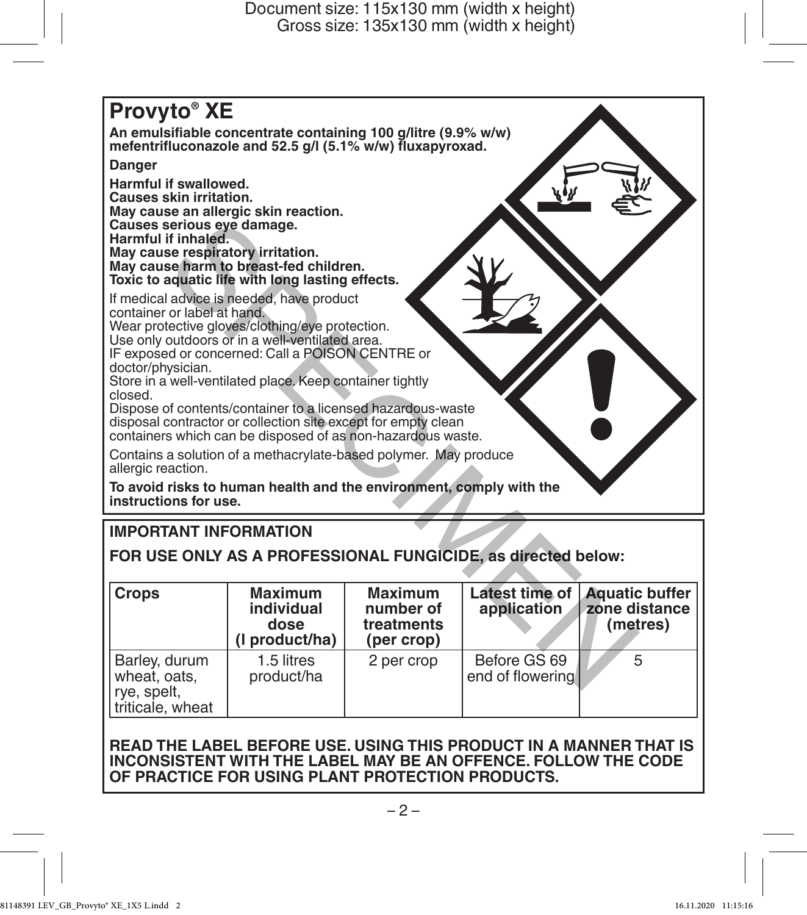# Provyto® XE

**An emulsifiable concentrate containing 100 g/litre (9.9% w/w) mefentrifluconazole and 52.5 g/l (5.1% w/w) fluxapyroxad.**

**Danger**

**Harmful if swallowed.**
**Causes skin irritation.**
**May cause an allergic skin reaction.**
**Causes serious eye damage.**
**Harmful if inhaled.**
**May cause respiratory irritation.**
**May cause harm to breast-fed children.**
**Toxic to aquatic life with long lasting effects.**

If medical advice is needed, have product container or label at hand.
Wear protective gloves/clothing/eye protection.
Use only outdoors or in a well-ventilated area.
IF exposed or concerned: Call a POISON CENTRE or doctor/physician.
Store in a well-ventilated place. Keep container tightly closed.
Dispose of contents/container to a licensed hazardous-waste disposal contractor or collection site except for empty clean containers which can be disposed of as non-hazardous waste.

Contains a solution of a methacrylate-based polymer. May produce allergic reaction.

**To avoid risks to human health and the environment, comply with the instructions for use.**

## IMPORTANT INFORMATION

**FOR USE ONLY AS A PROFESSIONAL FUNGICIDE, as directed below:**

| Crops | Maximum individual dose (l product/ha) | Maximum number of treatments (per crop) | Latest time of application | Aquatic buffer zone distance (metres) |
|---|---|---|---|---|
| Barley, durum wheat, oats, rye, spelt, triticale, wheat | 1.5 litres product/ha | 2 per crop | Before GS 69 end of flowering | 5 |

**READ THE LABEL BEFORE USE. USING THIS PRODUCT IN A MANNER THAT IS INCONSISTENT WITH THE LABEL MAY BE AN OFFENCE. FOLLOW THE CODE OF PRACTICE FOR USING PLANT PROTECTION PRODUCTS.**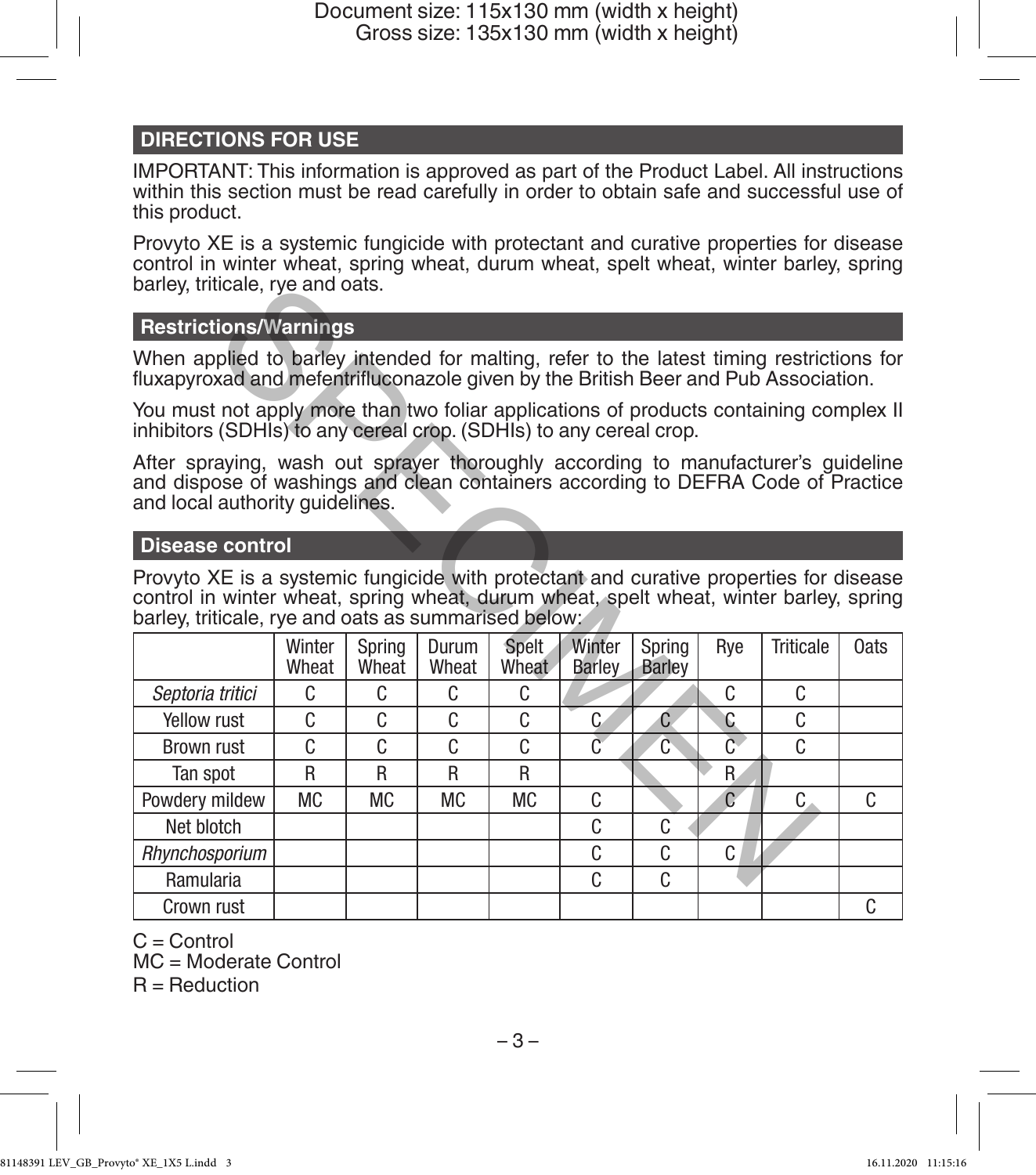## DIRECTIONS FOR USE

IMPORTANT: This information is approved as part of the Product Label. All instructions within this section must be read carefully in order to obtain safe and successful use of this product.

Provyto XE is a systemic fungicide with protectant and curative properties for disease control in winter wheat, spring wheat, durum wheat, spelt wheat, winter barley, spring barley, triticale, rye and oats.

### Restrictions/Warnings

When applied to barley intended for malting, refer to the latest timing restrictions for fluxapyroxad and mefentrifluconazole given by the British Beer and Pub Association.

You must not apply more than two foliar applications of products containing complex II inhibitors (SDHIs) to any cereal crop. (SDHIs) to any cereal crop.

After spraying, wash out sprayer thoroughly according to manufacturer's guideline and dispose of washings and clean containers according to DEFRA Code of Practice and local authority guidelines.

### Disease control

Provyto XE is a systemic fungicide with protectant and curative properties for disease control in winter wheat, spring wheat, durum wheat, spelt wheat, winter barley, spring barley, triticale, rye and oats as summarised below:

| | Winter Wheat | Spring Wheat | Durum Wheat | Spelt Wheat | Winter Barley | Spring Barley | Rye | Triticale | Oats |
|---|---|---|---|---|---|---|---|---|---|
| *Septoria tritici* | C | C | C | C | | | C | C | |
| Yellow rust | C | C | C | C | C | C | C | C | |
| Brown rust | C | C | C | C | C | C | C | C | |
| Tan spot | R | R | R | R | | | R | | |
| Powdery mildew | MC | MC | MC | MC | C | | C | C | C |
| Net blotch | | | | | C | C | | | |
| *Rhynchosporium* | | | | | C | C | C | | |
| Ramularia | | | | | C | C | | | |
| Crown rust | | | | | | | | | C |

C = Control
MC = Moderate Control
R = Reduction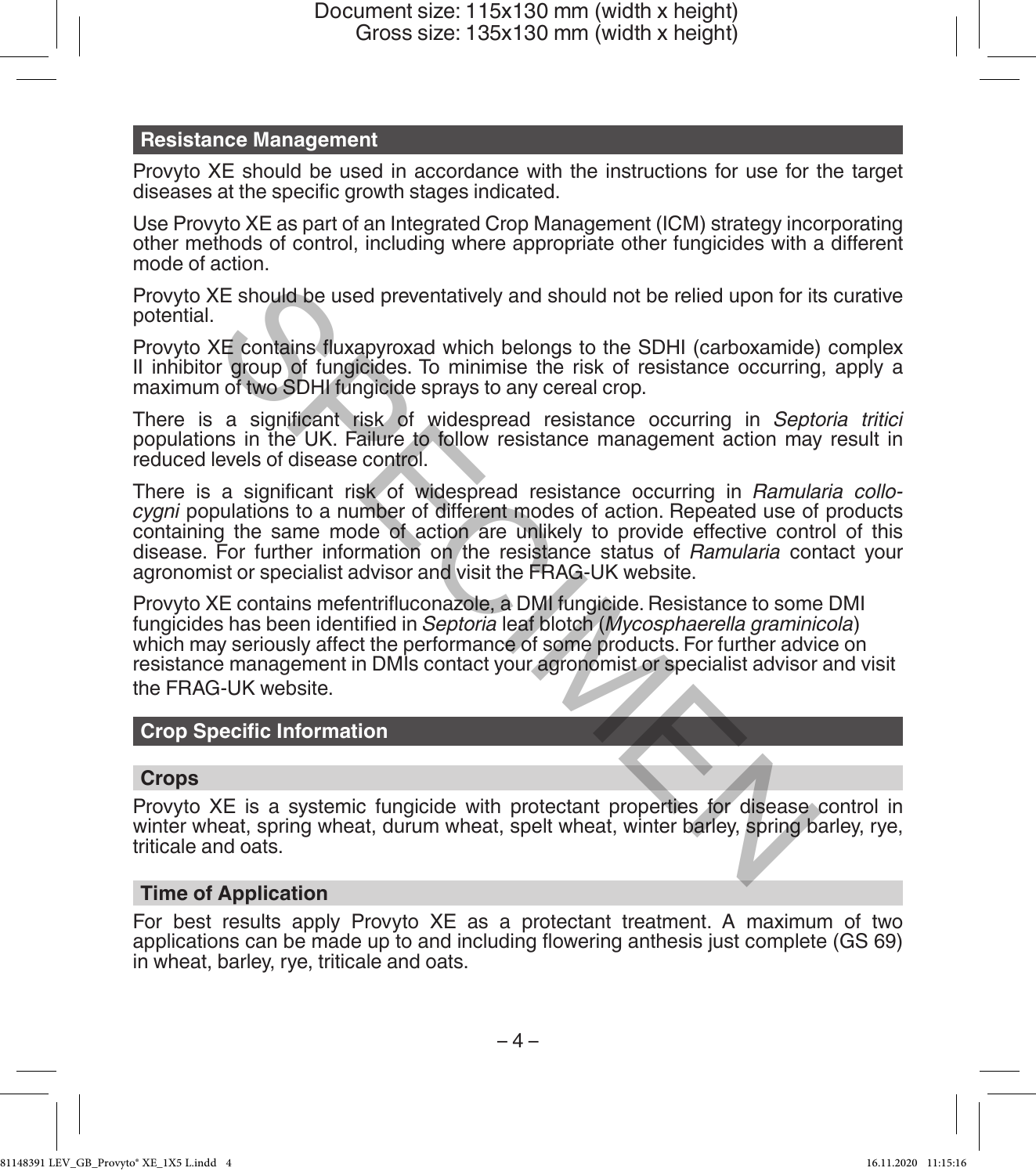## Resistance Management

Provyto XE should be used in accordance with the instructions for use for the target diseases at the specific growth stages indicated.

Use Provyto XE as part of an Integrated Crop Management (ICM) strategy incorporating other methods of control, including where appropriate other fungicides with a different mode of action.

Provyto XE should be used preventatively and should not be relied upon for its curative potential.

Provyto XE contains fluxapyroxad which belongs to the SDHI (carboxamide) complex II inhibitor group of fungicides. To minimise the risk of resistance occurring, apply a maximum of two SDHI fungicide sprays to any cereal crop.

There is a significant risk of widespread resistance occurring in *Septoria tritici* populations in the UK. Failure to follow resistance management action may result in reduced levels of disease control.

There is a significant risk of widespread resistance occurring in *Ramularia collo-cygni* populations to a number of different modes of action. Repeated use of products containing the same mode of action are unlikely to provide effective control of this disease. For further information on the resistance status of *Ramularia* contact your agronomist or specialist advisor and visit the FRAG-UK website.

Provyto XE contains mefentrifluconazole, a DMI fungicide. Resistance to some DMI fungicides has been identified in *Septoria* leaf blotch (*Mycosphaerella graminicola*) which may seriously affect the performance of some products. For further advice on resistance management in DMIs contact your agronomist or specialist advisor and visit the FRAG-UK website.

## Crop Specific Information

### Crops

Provyto XE is a systemic fungicide with protectant properties for disease control in winter wheat, spring wheat, durum wheat, spelt wheat, winter barley, spring barley, rye, triticale and oats.

### Time of Application

For best results apply Provyto XE as a protectant treatment. A maximum of two applications can be made up to and including flowering anthesis just complete (GS 69) in wheat, barley, rye, triticale and oats.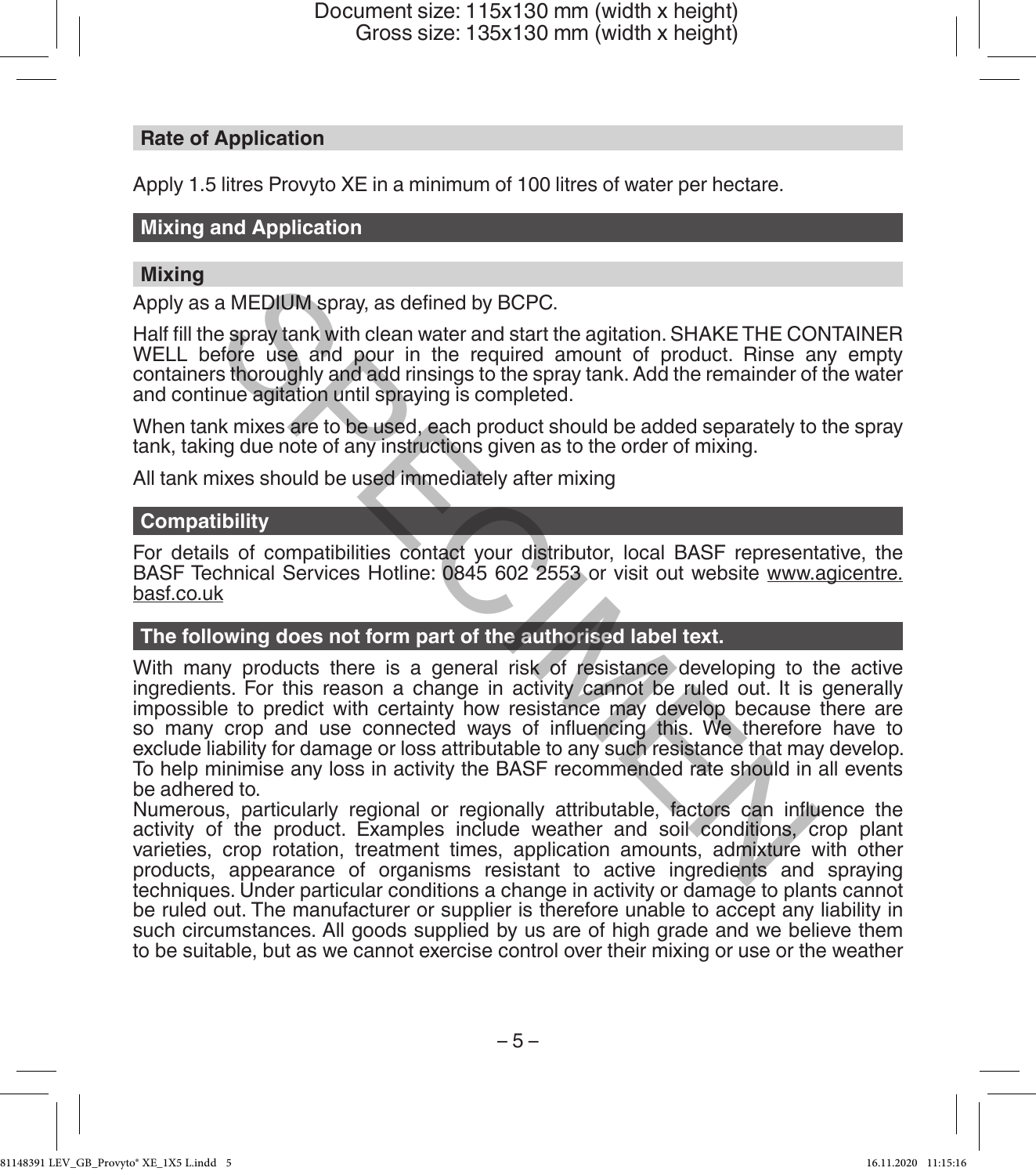## Rate of Application

Apply 1.5 litres Provyto XE in a minimum of 100 litres of water per hectare.

## Mixing and Application

### Mixing

Apply as a MEDIUM spray, as defined by BCPC.

Half fill the spray tank with clean water and start the agitation. SHAKE THE CONTAINER WELL before use and pour in the required amount of product. Rinse any empty containers thoroughly and add rinsings to the spray tank. Add the remainder of the water and continue agitation until spraying is completed.

When tank mixes are to be used, each product should be added separately to the spray tank, taking due note of any instructions given as to the order of mixing.

All tank mixes should be used immediately after mixing

## Compatibility

For details of compatibilities contact your distributor, local BASF representative, the BASF Technical Services Hotline: 0845 602 2553 or visit out website www.agicentre.basf.co.uk

## The following does not form part of the authorised label text.

With many products there is a general risk of resistance developing to the active ingredients. For this reason a change in activity cannot be ruled out. It is generally impossible to predict with certainty how resistance may develop because there are so many crop and use connected ways of influencing this. We therefore have to exclude liability for damage or loss attributable to any such resistance that may develop. To help minimise any loss in activity the BASF recommended rate should in all events be adhered to.

Numerous, particularly regional or regionally attributable, factors can influence the activity of the product. Examples include weather and soil conditions, crop plant varieties, crop rotation, treatment times, application amounts, admixture with other products, appearance of organisms resistant to active ingredients and spraying techniques. Under particular conditions a change in activity or damage to plants cannot be ruled out. The manufacturer or supplier is therefore unable to accept any liability in such circumstances. All goods supplied by us are of high grade and we believe them to be suitable, but as we cannot exercise control over their mixing or use or the weather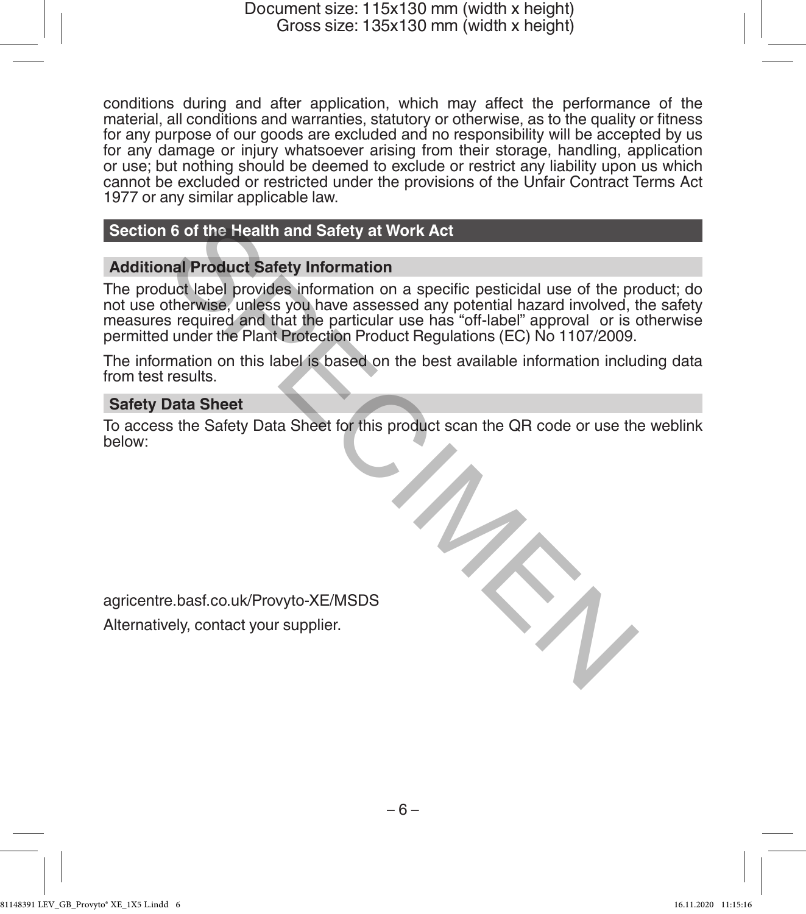conditions during and after application, which may affect the performance of the material, all conditions and warranties, statutory or otherwise, as to the quality or fitness for any purpose of our goods are excluded and no responsibility will be accepted by us for any damage or injury whatsoever arising from their storage, handling, application or use; but nothing should be deemed to exclude or restrict any liability upon us which cannot be excluded or restricted under the provisions of the Unfair Contract Terms Act 1977 or any similar applicable law.

## Section 6 of the Health and Safety at Work Act

### Additional Product Safety Information

The product label provides information on a specific pesticidal use of the product; do not use otherwise, unless you have assessed any potential hazard involved, the safety measures required and that the particular use has "off-label" approval or is otherwise permitted under the Plant Protection Product Regulations (EC) No 1107/2009.

The information on this label is based on the best available information including data from test results.

### Safety Data Sheet

To access the Safety Data Sheet for this product scan the QR code or use the weblink below:

agricentre.basf.co.uk/Provyto-XE/MSDS

Alternatively, contact your supplier.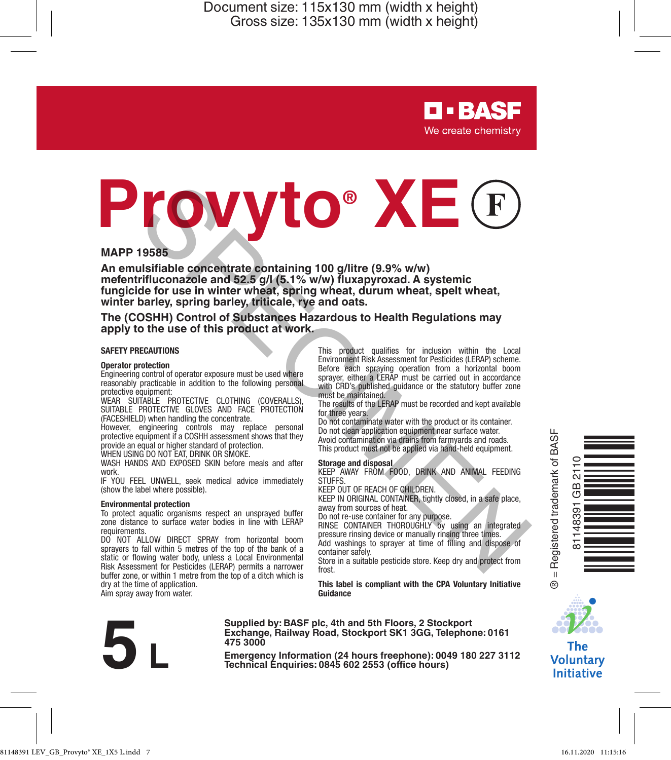Document size: 115x130 mm (width x height)
Gross size: 135x130 mm (width x height)

BASF
We create chemistry

# Provyto® XE (F)

**MAPP 19585**

**An emulsifiable concentrate containing 100 g/litre (9.9% w/w) mefentrifluconazole and 52.5 g/l (5.1% w/w) fluxapyroxad. A systemic fungicide for use in winter wheat, spring wheat, durum wheat, spelt wheat, winter barley, spring barley, triticale, rye and oats.**

**The (COSHH) Control of Substances Hazardous to Health Regulations may apply to the use of this product at work.**

SPECIMEN

## SAFETY PRECAUTIONS

### Operator protection

Engineering control of operator exposure must be used where reasonably practicable in addition to the following personal protective equipment:

WEAR SUITABLE PROTECTIVE CLOTHING (COVERALLS), SUITABLE PROTECTIVE GLOVES AND FACE PROTECTION (FACESHIELD) when handling the concentrate.

However, engineering controls may replace personal protective equipment if a COSHH assessment shows that they provide an equal or higher standard of protection.

WHEN USING DO NOT EAT, DRINK OR SMOKE.

WASH HANDS AND EXPOSED SKIN before meals and after work.

IF YOU FEEL UNWELL, seek medical advice immediately (show the label where possible).

### Environmental protection

To protect aquatic organisms respect an unsprayed buffer zone distance to surface water bodies in line with LERAP requirements.

DO NOT ALLOW DIRECT SPRAY from horizontal boom sprayers to fall within 5 metres of the top of the bank of a static or flowing water body, unless a Local Environmental Risk Assessment for Pesticides (LERAP) permits a narrower buffer zone, or within 1 metre from the top of a ditch which is dry at the time of application.

Aim spray away from water.

This product qualifies for inclusion within the Local Environment Risk Assessment for Pesticides (LERAP) scheme. Before each spraying operation from a horizontal boom sprayer, either a LERAP must be carried out in accordance with CRD's published guidance or the statutory buffer zone must be maintained.

The results of the LERAP must be recorded and kept available for three years.

Do not contaminate water with the product or its container.

Do not clean application equipment near surface water.

Avoid contamination via drains from farmyards and roads.

This product must not be applied via hand-held equipment.

### Storage and disposal

KEEP AWAY FROM FOOD, DRINK AND ANIMAL FEEDING STUFFS.

KEEP OUT OF REACH OF CHILDREN.

KEEP IN ORIGINAL CONTAINER, tightly closed, in a safe place, away from sources of heat.

Do not re-use container for any purpose.

RINSE CONTAINER THOROUGHLY by using an integrated pressure rinsing device or manually rinsing three times.

Add washings to sprayer at time of filling and dispose of container safely.

Store in a suitable pesticide store. Keep dry and protect from frost.

**This label is compliant with the CPA Voluntary Initiative Guidance**

® = Registered trademark of BASF

81148391 GB 2110

The Voluntary Initiative

# 5 L

**Supplied by: BASF plc, 4th and 5th Floors, 2 Stockport Exchange, Railway Road, Stockport SK1 3GG, Telephone: 0161 475 3000**

**Emergency Information (24 hours freephone): 0049 180 227 3112**
**Technical Enquiries: 0845 602 2553 (office hours)**

81148391 LEV_GB_Provyto® XE_1X5 L.indd 7 16.11.2020 11:15:16